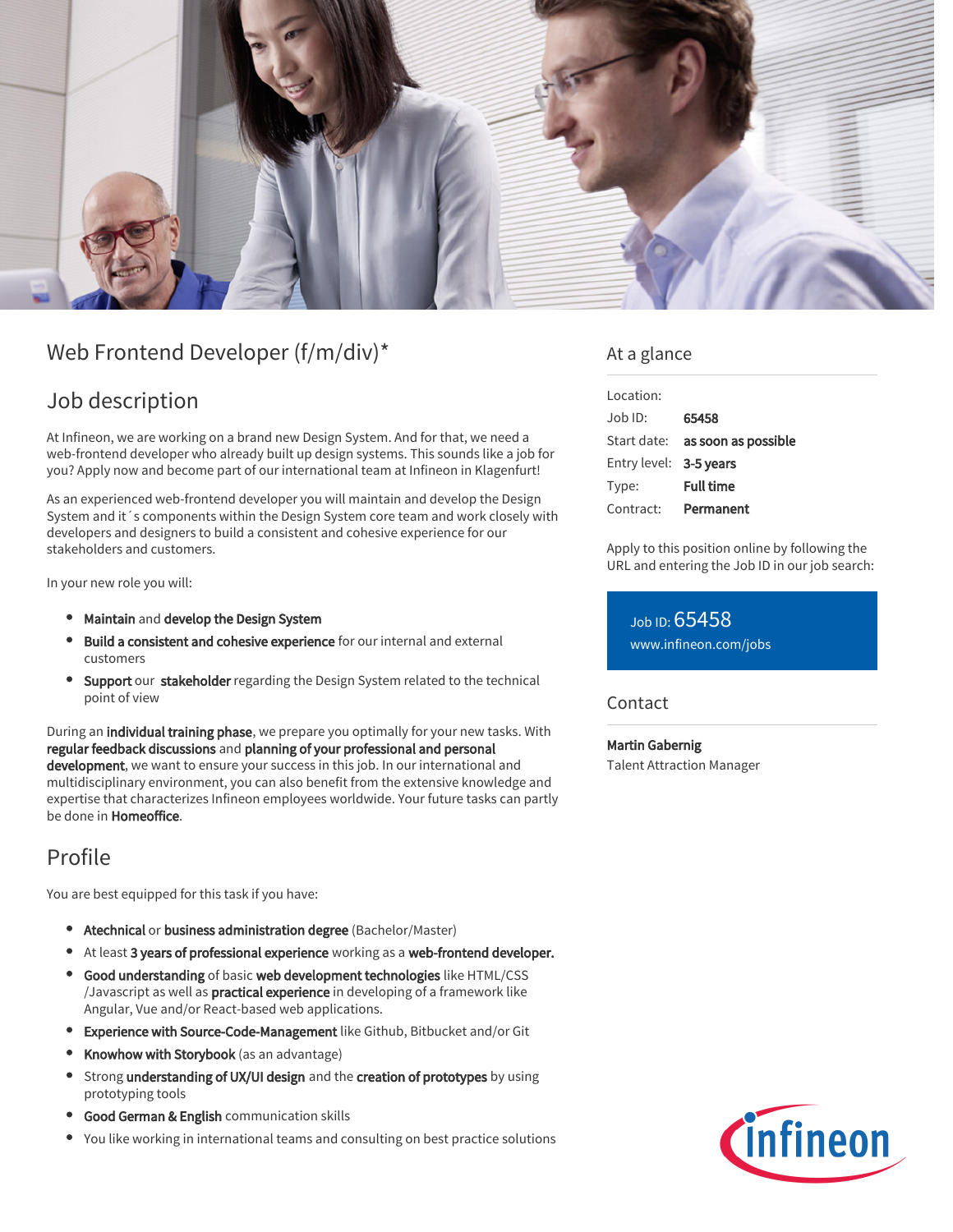# Web Frontend Developer (f/m/div)*

## Job description

At Infineon, we are working on a brand new Design System. And for that, we need a web-frontend developer who already built up design systems. This sounds like a job for you? Apply now and become part of our international team at Infineon in Klagenfurt!

As an experienced web-frontend developer you will maintain and develop the Design System and it´s components within the Design System core team and work closely with developers and designers to build a consistent and cohesive experience for our stakeholders and customers.

In your new role you will:

- **Maintain** and **develop the Design System**
- **Build a consistent and cohesive experience** for our internal and external customers
- **Support** our **stakeholder** regarding the Design System related to the technical point of view

During an **individual training phase**, we prepare you optimally for your new tasks. With **regular feedback discussions** and **planning of your professional and personal development**, we want to ensure your success in this job. In our international and multidisciplinary environment, you can also benefit from the extensive knowledge and expertise that characterizes Infineon employees worldwide. Your future tasks can partly be done in **Homeoffice**.

## Profile

You are best equipped for this task if you have:

- **Atechnical** or **business administration degree** (Bachelor/Master)
- At least **3 years of professional experience** working as a **web-frontend developer.**
- **Good understanding** of basic **web development technologies** like HTML/CSS /Javascript as well as **practical experience** in developing of a framework like Angular, Vue and/or React-based web applications.
- **Experience with Source-Code-Management** like Github, Bitbucket and/or Git
- **Knowhow with Storybook** (as an advantage)
- Strong **understanding of UX/UI design** and the **creation of prototypes** by using prototyping tools
- **Good German & English** communication skills
- You like working in international teams and consulting on best practice solutions

## At a glance

| | |
|---|---|
| Location: | |
| Job ID: | **65458** |
| Start date: | **as soon as possible** |
| Entry level: | **3-5 years** |
| Type: | **Full time** |
| Contract: | **Permanent** |

Apply to this position online by following the URL and entering the Job ID in our job search:

Job ID: 65458
www.infineon.com/jobs

## Contact

**Martin Gabernig**
Talent Attraction Manager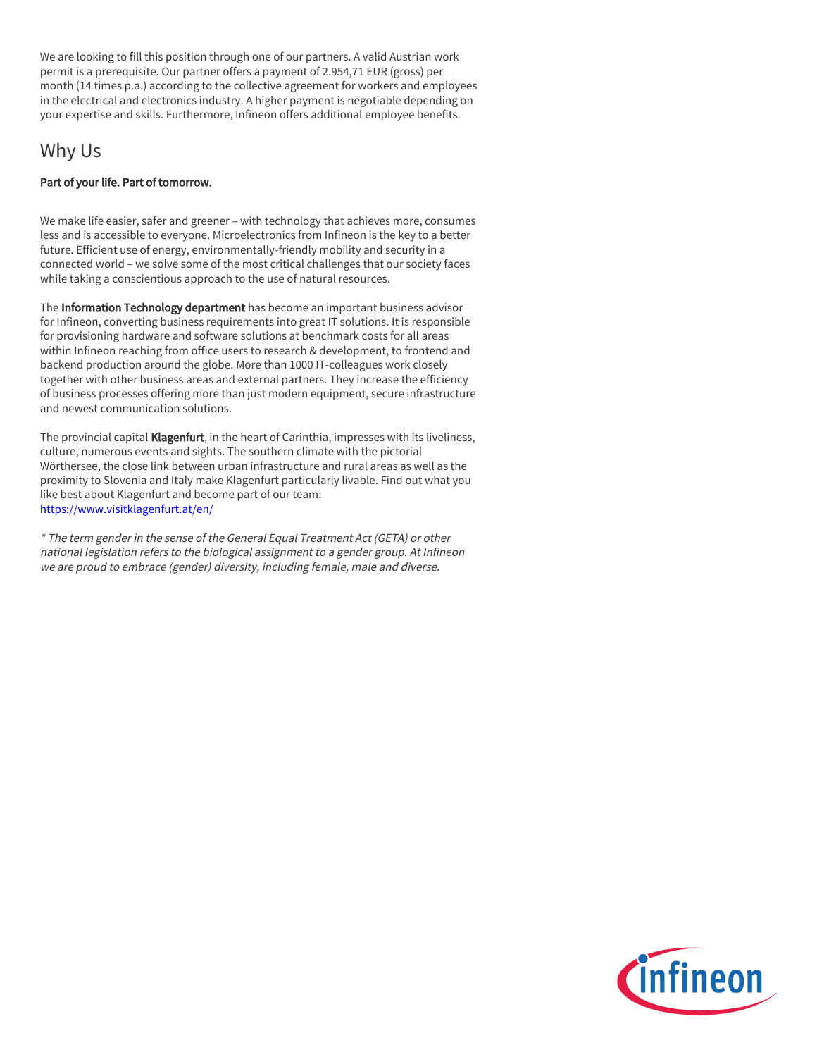We are looking to fill this position through one of our partners. A valid Austrian work permit is a prerequisite. Our partner offers a payment of 2.954,71 EUR (gross) per month (14 times p.a.) according to the collective agreement for workers and employees in the electrical and electronics industry. A higher payment is negotiable depending on your expertise and skills. Furthermore, Infineon offers additional employee benefits.

## Why Us

**Part of your life. Part of tomorrow.**

We make life easier, safer and greener – with technology that achieves more, consumes less and is accessible to everyone. Microelectronics from Infineon is the key to a better future. Efficient use of energy, environmentally-friendly mobility and security in a connected world – we solve some of the most critical challenges that our society faces while taking a conscientious approach to the use of natural resources.

The **Information Technology department** has become an important business advisor for Infineon, converting business requirements into great IT solutions. It is responsible for provisioning hardware and software solutions at benchmark costs for all areas within Infineon reaching from office users to research & development, to frontend and backend production around the globe. More than 1000 IT-colleagues work closely together with other business areas and external partners. They increase the efficiency of business processes offering more than just modern equipment, secure infrastructure and newest communication solutions.

The provincial capital **Klagenfurt**, in the heart of Carinthia, impresses with its liveliness, culture, numerous events and sights. The southern climate with the pictorial Wörthersee, the close link between urban infrastructure and rural areas as well as the proximity to Slovenia and Italy make Klagenfurt particularly livable. Find out what you like best about Klagenfurt and become part of our team:
https://www.visitklagenfurt.at/en/

*\* The term gender in the sense of the General Equal Treatment Act (GETA) or other national legislation refers to the biological assignment to a gender group. At Infineon we are proud to embrace (gender) diversity, including female, male and diverse.*